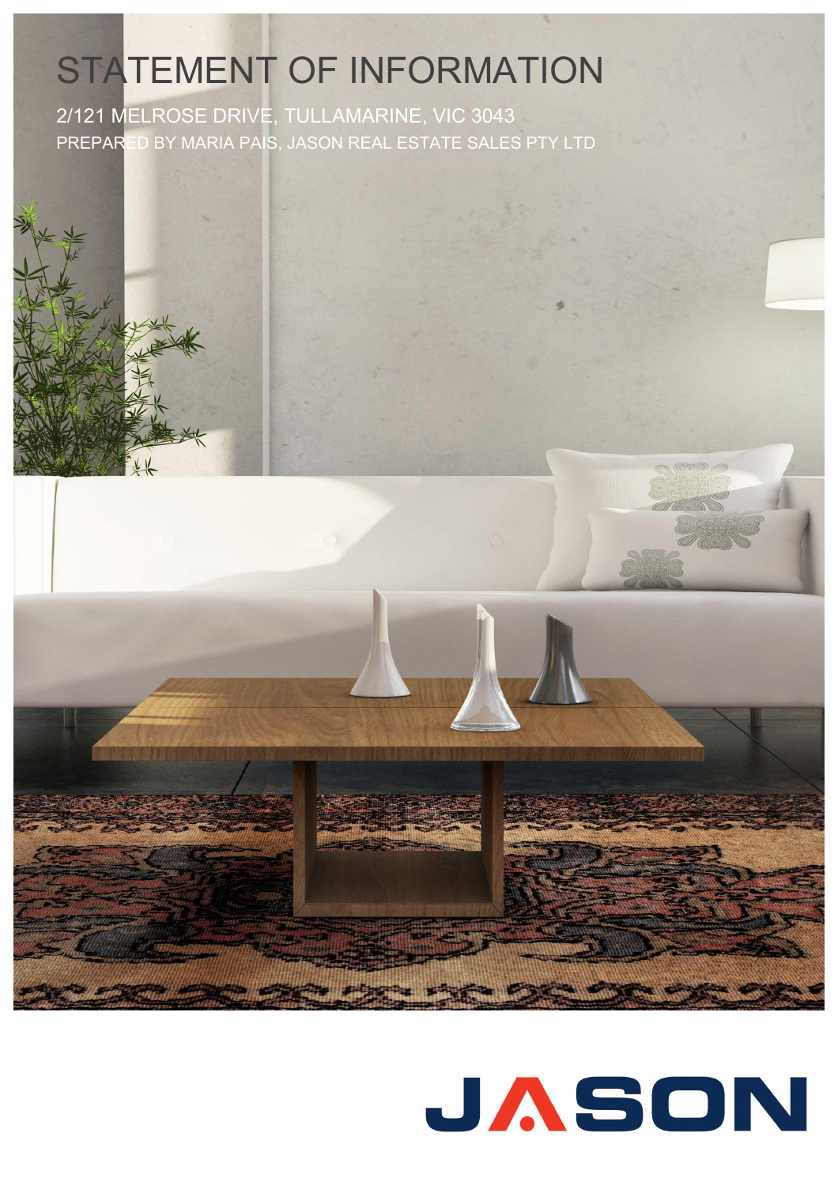# STATEMENT OF INFORMATION

2/121 MELROSE DRIVE, TULLAMARINE, VIC 3043

PREPARED BY MARIA PAIS, JASON REAL ESTATE SALES PTY LTD

JASON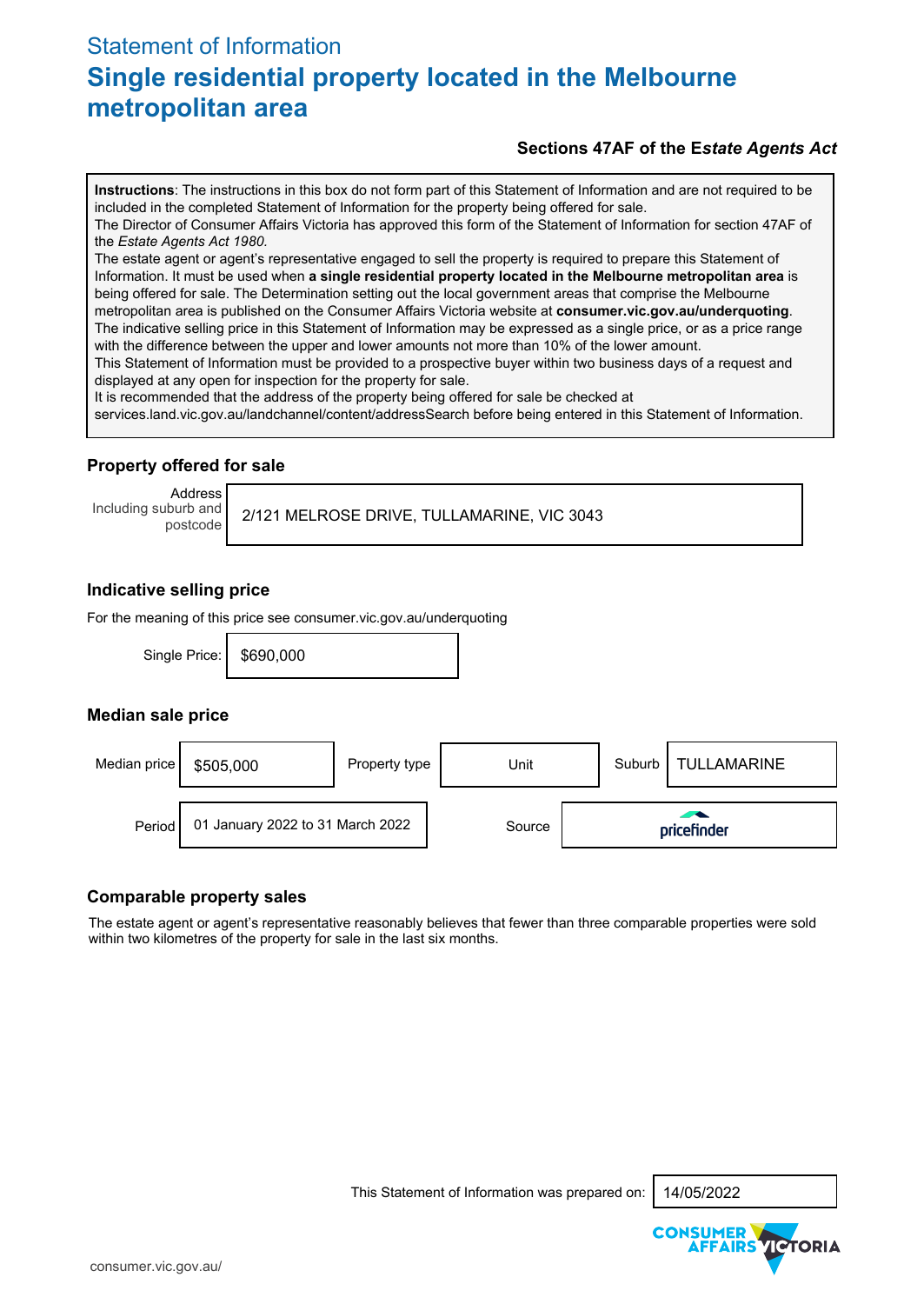# Statement of Information

# Single residential property located in the Melbourne metropolitan area

**Sections 47AF of the E*state Agents Act***

**Instructions**: The instructions in this box do not form part of this Statement of Information and are not required to be included in the completed Statement of Information for the property being offered for sale.
The Director of Consumer Affairs Victoria has approved this form of the Statement of Information for section 47AF of the *Estate Agents Act 1980.*
The estate agent or agent's representative engaged to sell the property is required to prepare this Statement of Information. It must be used when **a single residential property located in the Melbourne metropolitan area** is being offered for sale. The Determination setting out the local government areas that comprise the Melbourne metropolitan area is published on the Consumer Affairs Victoria website at **consumer.vic.gov.au/underquoting**.
The indicative selling price in this Statement of Information may be expressed as a single price, or as a price range with the difference between the upper and lower amounts not more than 10% of the lower amount.
This Statement of Information must be provided to a prospective buyer within two business days of a request and displayed at any open for inspection for the property for sale.
It is recommended that the address of the property being offered for sale be checked at services.land.vic.gov.au/landchannel/content/addressSearch before being entered in this Statement of Information.

## Property offered for sale

| | |
|---|---|
| Address Including suburb and postcode | 2/121 MELROSE DRIVE, TULLAMARINE, VIC 3043 |

## Indicative selling price

For the meaning of this price see consumer.vic.gov.au/underquoting

| | |
|---|---|
| Single Price: | $690,000 |

## Median sale price

| | | | | | |
|---|---|---|---|---|---|
| Median price | $505,000 | Property type | Unit | Suburb | TULLAMARINE |
| Period | 01 January 2022 to 31 March 2022 | Source | pricefinder | | |

## Comparable property sales

The estate agent or agent's representative reasonably believes that fewer than three comparable properties were sold within two kilometres of the property for sale in the last six months.

This Statement of Information was prepared on: 14/05/2022